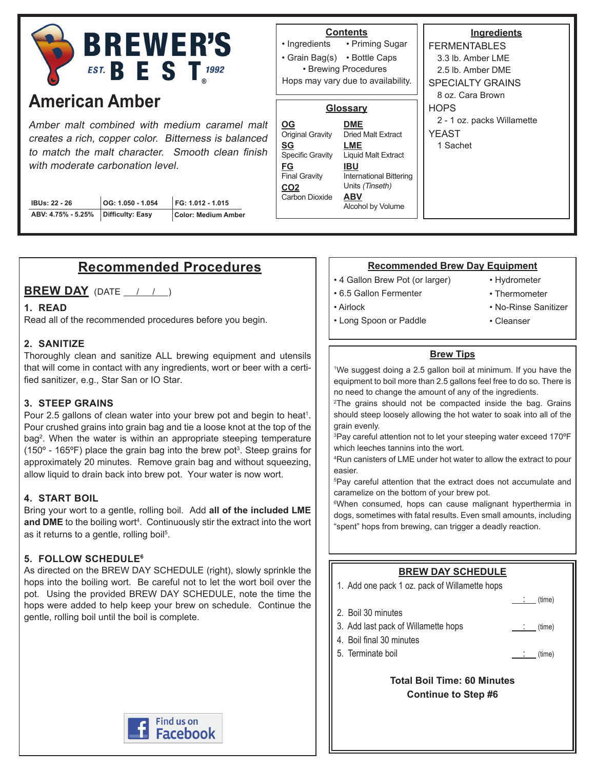# BREWER'S BEST

EST. 1992

## American Amber

*Amber malt combined with medium caramel malt creates a rich, copper color. Bitterness is balanced to match the malt character. Smooth clean finish with moderate carbonation level.*

| IBUs: 22 - 26 | OG: 1.050 - 1.054 | FG: 1.012 - 1.015 |
|---|---|---|
| ABV: 4.75% - 5.25% | Difficulty: Easy | Color: Medium Amber |

### Contents

- Ingredients
- Priming Sugar
- Grain Bag(s)
- Bottle Caps
- Brewing Procedures

Hops may vary due to availability.

### Glossary

**OG** Original Gravity
**SG** Specific Gravity
**FG** Final Gravity
**CO2** Carbon Dioxide
**DME** Dried Malt Extract
**LME** Liquid Malt Extract
**IBU** International Bittering Units *(Tinseth)*
**ABV** Alcohol by Volume

### Ingredients

FERMENTABLES
- 3.3 lb. Amber LME
- 2.5 lb. Amber DME

SPECIALTY GRAINS
- 8 oz. Cara Brown

HOPS
- 2 - 1 oz. packs Willamette

YEAST
- 1 Sachet

## Recommended Procedures

### BREW DAY (DATE __/__/__)

**1. READ**
Read all of the recommended procedures before you begin.

**2. SANITIZE**
Thoroughly clean and sanitize ALL brewing equipment and utensils that will come in contact with any ingredients, wort or beer with a certified sanitizer, e.g., Star San or IO Star.

**3. STEEP GRAINS**
Pour 2.5 gallons of clean water into your brew pot and begin to heat[1]. Pour crushed grains into grain bag and tie a loose knot at the top of the bag[2]. When the water is within an appropriate steeping temperature (150º - 165ºF) place the grain bag into the brew pot[3]. Steep grains for approximately 20 minutes. Remove grain bag and without squeezing, allow liquid to drain back into brew pot. Your water is now wort.

**4. START BOIL**
Bring your wort to a gentle, rolling boil. Add **all of the included LME and DME** to the boiling wort[4]. Continuously stir the extract into the wort as it returns to a gentle, rolling boil[5].

**5. FOLLOW SCHEDULE[6]**
As directed on the BREW DAY SCHEDULE (right), slowly sprinkle the hops into the boiling wort. Be careful not to let the wort boil over the pot. Using the provided BREW DAY SCHEDULE, note the time the hops were added to help keep your brew on schedule. Continue the gentle, rolling boil until the boil is complete.

Find us on Facebook

### Recommended Brew Day Equipment

- 4 Gallon Brew Pot (or larger)
- 6.5 Gallon Fermenter
- Airlock
- Long Spoon or Paddle
- Hydrometer
- Thermometer
- No-Rinse Sanitizer
- Cleanser

### Brew Tips

[1]We suggest doing a 2.5 gallon boil at minimum. If you have the equipment to boil more than 2.5 gallons feel free to do so. There is no need to change the amount of any of the ingredients.
[2]The grains should not be compacted inside the bag. Grains should steep loosely allowing the hot water to soak into all of the grain evenly.
[3]Pay careful attention not to let your steeping water exceed 170ºF which leeches tannins into the wort.
[4]Run canisters of LME under hot water to allow the extract to pour easier.
[5]Pay careful attention that the extract does not accumulate and caramelize on the bottom of your brew pot.
[6]When consumed, hops can cause malignant hyperthermia in dogs, sometimes with fatal results. Even small amounts, including “spent” hops from brewing, can trigger a deadly reaction.

### BREW DAY SCHEDULE

1. Add one pack 1 oz. pack of Willamette hops ___:___ (time)
2. Boil 30 minutes
3. Add last pack of Willamette hops ___:___ (time)
4. Boil final 30 minutes
5. Terminate boil ___:___ (time)

**Total Boil Time: 60 Minutes**
**Continue to Step #6**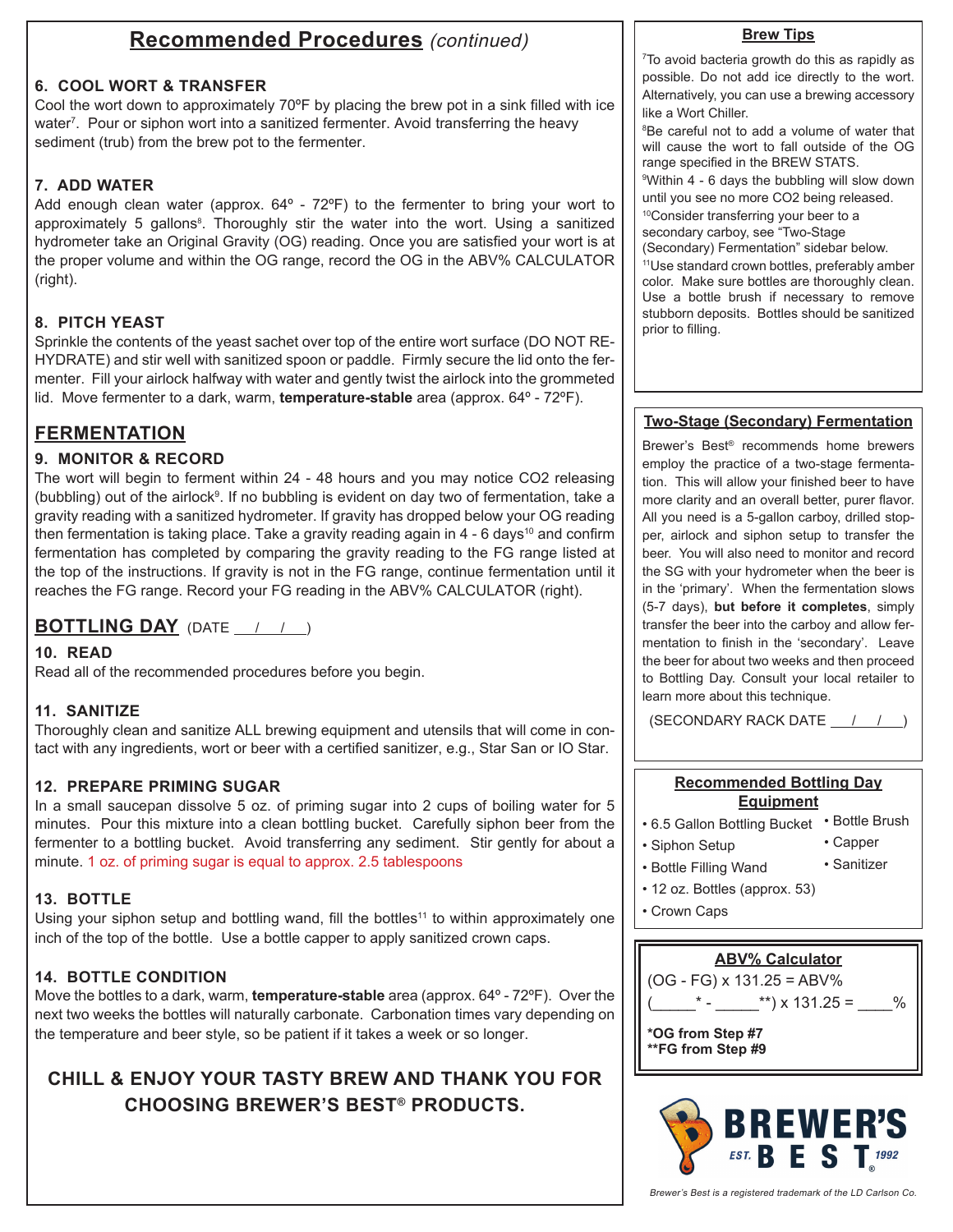## Recommended Procedures *(continued)*

### 6. COOL WORT & TRANSFER

Cool the wort down to approximately 70ºF by placing the brew pot in a sink filled with ice water[7]. Pour or siphon wort into a sanitized fermenter. Avoid transferring the heavy sediment (trub) from the brew pot to the fermenter.

### 7. ADD WATER

Add enough clean water (approx. 64º - 72ºF) to the fermenter to bring your wort to approximately 5 gallons[8]. Thoroughly stir the water into the wort. Using a sanitized hydrometer take an Original Gravity (OG) reading. Once you are satisfied your wort is at the proper volume and within the OG range, record the OG in the ABV% CALCULATOR (right).

### 8. PITCH YEAST

Sprinkle the contents of the yeast sachet over top of the entire wort surface (DO NOT RE-HYDRATE) and stir well with sanitized spoon or paddle. Firmly secure the lid onto the fermenter. Fill your airlock halfway with water and gently twist the airlock into the grommeted lid. Move fermenter to a dark, warm, **temperature-stable** area (approx. 64º - 72ºF).

## FERMENTATION

### 9. MONITOR & RECORD

The wort will begin to ferment within 24 - 48 hours and you may notice $CO_2$ releasing (bubbling) out of the airlock[9]. If no bubbling is evident on day two of fermentation, take a gravity reading with a sanitized hydrometer. If gravity has dropped below your OG reading then fermentation is taking place. Take a gravity reading again in 4 - 6 days[10] and confirm fermentation has completed by comparing the gravity reading to the FG range listed at the top of the instructions. If gravity is not in the FG range, continue fermentation until it reaches the FG range. Record your FG reading in the ABV% CALCULATOR (right).

## BOTTLING DAY (DATE ___/___/___)

### 10. READ

Read all of the recommended procedures before you begin.

### 11. SANITIZE

Thoroughly clean and sanitize ALL brewing equipment and utensils that will come in contact with any ingredients, wort or beer with a certified sanitizer, e.g., Star San or IO Star.

### 12. PREPARE PRIMING SUGAR

In a small saucepan dissolve 5 oz. of priming sugar into 2 cups of boiling water for 5 minutes. Pour this mixture into a clean bottling bucket. Carefully siphon beer from the fermenter to a bottling bucket. Avoid transferring any sediment. Stir gently for about a minute. 1 oz. of priming sugar is equal to approx. 2.5 tablespoons

### 13. BOTTLE

Using your siphon setup and bottling wand, fill the bottles[11] to within approximately one inch of the top of the bottle. Use a bottle capper to apply sanitized crown caps.

### 14. BOTTLE CONDITION

Move the bottles to a dark, warm, **temperature-stable** area (approx. 64º - 72ºF). Over the next two weeks the bottles will naturally carbonate. Carbonation times vary depending on the temperature and beer style, so be patient if it takes a week or so longer.

**CHILL & ENJOY YOUR TASTY BREW AND THANK YOU FOR CHOOSING BREWER'S BEST® PRODUCTS.**

### Brew Tips

[7]To avoid bacteria growth do this as rapidly as possible. Do not add ice directly to the wort. Alternatively, you can use a brewing accessory like a Wort Chiller.

[8]Be careful not to add a volume of water that will cause the wort to fall outside of the OG range specified in the BREW STATS.

[9]Within 4 - 6 days the bubbling will slow down until you see no more $CO_2$ being released.

[10]Consider transferring your beer to a secondary carboy, see "Two-Stage (Secondary) Fermentation" sidebar below.

[11]Use standard crown bottles, preferably amber color. Make sure bottles are thoroughly clean. Use a bottle brush if necessary to remove stubborn deposits. Bottles should be sanitized prior to filling.

### Two-Stage (Secondary) Fermentation

Brewer's Best® recommends home brewers employ the practice of a two-stage fermentation. This will allow your finished beer to have more clarity and an overall better, purer flavor. All you need is a 5-gallon carboy, drilled stopper, airlock and siphon setup to transfer the beer. You will also need to monitor and record the SG with your hydrometer when the beer is in the 'primary'. When the fermentation slows (5-7 days), **but before it completes**, simply transfer the beer into the carboy and allow fermentation to finish in the 'secondary'. Leave the beer for about two weeks and then proceed to Bottling Day. Consult your local retailer to learn more about this technique.

(SECONDARY RACK DATE ___/___/___)

### Recommended Bottling Day Equipment

- 6.5 Gallon Bottling Bucket
- Siphon Setup
- Bottle Filling Wand
- 12 oz. Bottles (approx. 53)
- Crown Caps
- Bottle Brush
- Capper
- Sanitizer

### ABV% Calculator

(OG - FG) x 131.25 = ABV%

(_____* - _____**) x 131.25 = ____%

**\*OG from Step #7**
**\*\*FG from Step #9**

BREWER'S BEST EST. 1992

*Brewer's Best is a registered trademark of the LD Carlson Co.*